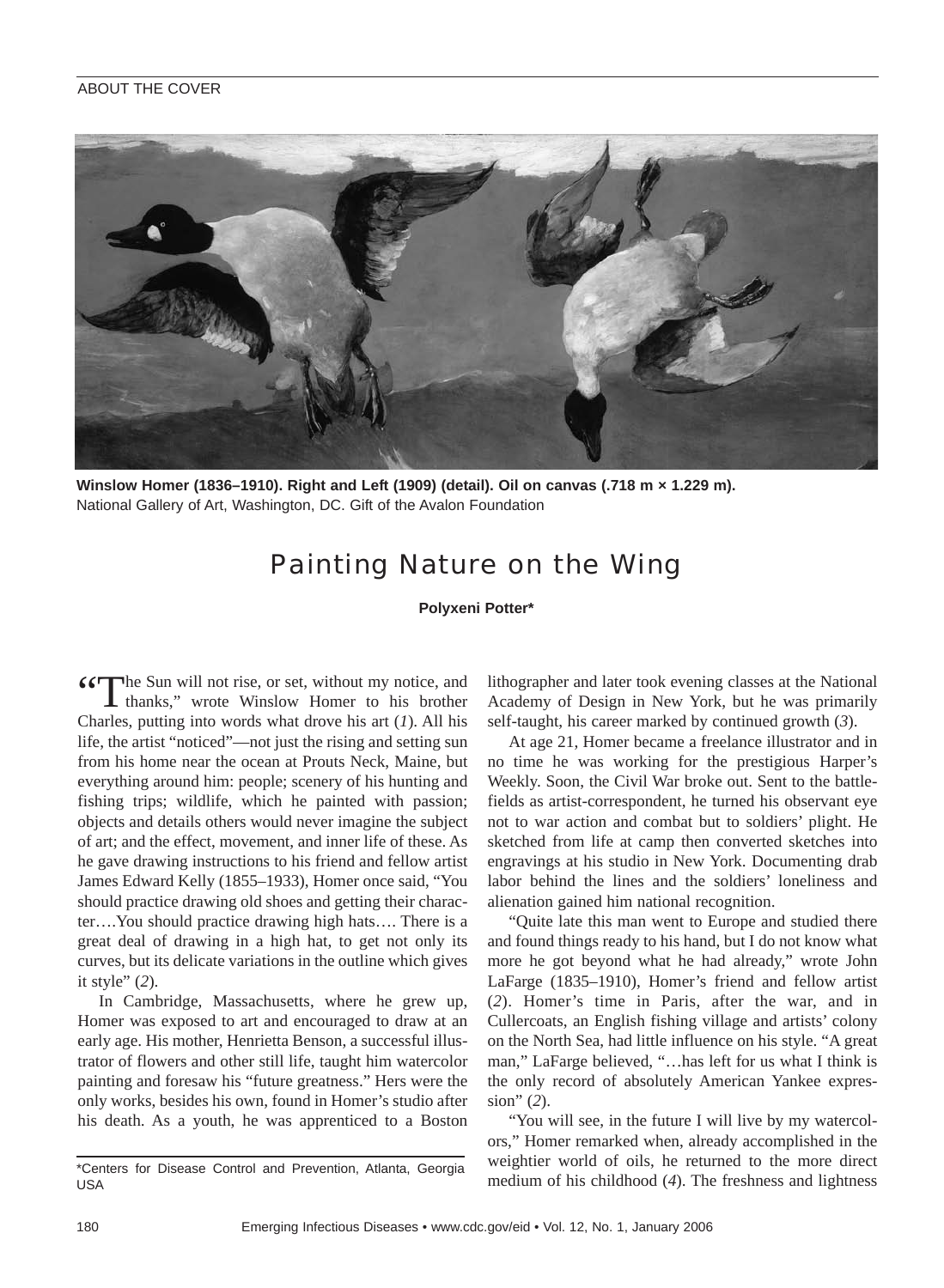ABOUT THE COVER

**Winslow Homer (1836–1910). Right and Left (1909) (detail). Oil on canvas (.718 m × 1.229 m).**
National Gallery of Art, Washington, DC. Gift of the Avalon Foundation

# Painting Nature on the Wing

**Polyxeni Potter***

"The Sun will not rise, or set, without my notice, and thanks," wrote Winslow Homer to his brother Charles, putting into words what drove his art (*1*). All his life, the artist "noticed"—not just the rising and setting sun from his home near the ocean at Prouts Neck, Maine, but everything around him: people; scenery of his hunting and fishing trips; wildlife, which he painted with passion; objects and details others would never imagine the subject of art; and the effect, movement, and inner life of these. As he gave drawing instructions to his friend and fellow artist James Edward Kelly (1855–1933), Homer once said, "You should practice drawing old shoes and getting their character….You should practice drawing high hats…. There is a great deal of drawing in a high hat, to get not only its curves, but its delicate variations in the outline which gives it style" (*2*).

In Cambridge, Massachusetts, where he grew up, Homer was exposed to art and encouraged to draw at an early age. His mother, Henrietta Benson, a successful illustrator of flowers and other still life, taught him watercolor painting and foresaw his "future greatness." Hers were the only works, besides his own, found in Homer's studio after his death. As a youth, he was apprenticed to a Boston lithographer and later took evening classes at the National Academy of Design in New York, but he was primarily self-taught, his career marked by continued growth (*3*).

At age 21, Homer became a freelance illustrator and in no time he was working for the prestigious Harper's Weekly. Soon, the Civil War broke out. Sent to the battlefields as artist-correspondent, he turned his observant eye not to war action and combat but to soldiers' plight. He sketched from life at camp then converted sketches into engravings at his studio in New York. Documenting drab labor behind the lines and the soldiers' loneliness and alienation gained him national recognition.

"Quite late this man went to Europe and studied there and found things ready to his hand, but I do not know what more he got beyond what he had already," wrote John LaFarge (1835–1910), Homer's friend and fellow artist (*2*). Homer's time in Paris, after the war, and in Cullercoats, an English fishing village and artists' colony on the North Sea, had little influence on his style. "A great man," LaFarge believed, "…has left for us what I think is the only record of absolutely American Yankee expression" (*2*).

"You will see, in the future I will live by my watercolors," Homer remarked when, already accomplished in the weightier world of oils, he returned to the more direct medium of his childhood (*4*). The freshness and lightness

*Centers for Disease Control and Prevention, Atlanta, Georgia USA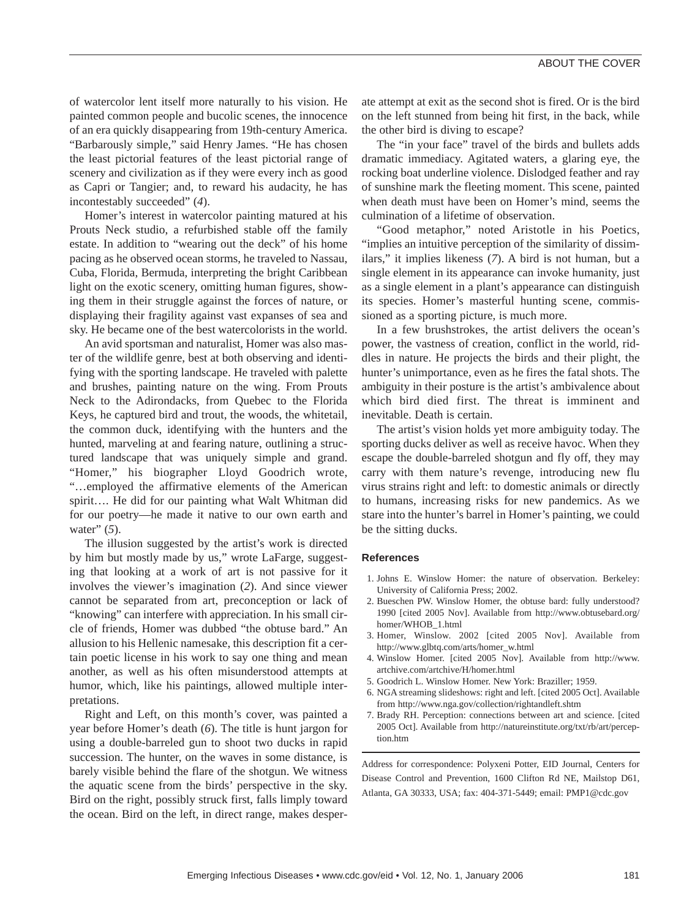of watercolor lent itself more naturally to his vision. He painted common people and bucolic scenes, the innocence of an era quickly disappearing from 19th-century America. "Barbarously simple," said Henry James. "He has chosen the least pictorial features of the least pictorial range of scenery and civilization as if they were every inch as good as Capri or Tangier; and, to reward his audacity, he has incontestably succeeded" (*4*).

Homer's interest in watercolor painting matured at his Prouts Neck studio, a refurbished stable off the family estate. In addition to "wearing out the deck" of his home pacing as he observed ocean storms, he traveled to Nassau, Cuba, Florida, Bermuda, interpreting the bright Caribbean light on the exotic scenery, omitting human figures, showing them in their struggle against the forces of nature, or displaying their fragility against vast expanses of sea and sky. He became one of the best watercolorists in the world.

An avid sportsman and naturalist, Homer was also master of the wildlife genre, best at both observing and identifying with the sporting landscape. He traveled with palette and brushes, painting nature on the wing. From Prouts Neck to the Adirondacks, from Quebec to the Florida Keys, he captured bird and trout, the woods, the whitetail, the common duck, identifying with the hunters and the hunted, marveling at and fearing nature, outlining a structured landscape that was uniquely simple and grand. "Homer," his biographer Lloyd Goodrich wrote, "…employed the affirmative elements of the American spirit…. He did for our painting what Walt Whitman did for our poetry—he made it native to our own earth and water" (*5*).

The illusion suggested by the artist's work is directed by him but mostly made by us," wrote LaFarge, suggesting that looking at a work of art is not passive for it involves the viewer's imagination (*2*). And since viewer cannot be separated from art, preconception or lack of "knowing" can interfere with appreciation. In his small circle of friends, Homer was dubbed "the obtuse bard." An allusion to his Hellenic namesake, this description fit a certain poetic license in his work to say one thing and mean another, as well as his often misunderstood attempts at humor, which, like his paintings, allowed multiple interpretations.

Right and Left, on this month's cover, was painted a year before Homer's death (*6*). The title is hunt jargon for using a double-barreled gun to shoot two ducks in rapid succession. The hunter, on the waves in some distance, is barely visible behind the flare of the shotgun. We witness the aquatic scene from the birds' perspective in the sky. Bird on the right, possibly struck first, falls limply toward the ocean. Bird on the left, in direct range, makes desperate attempt at exit as the second shot is fired. Or is the bird on the left stunned from being hit first, in the back, while the other bird is diving to escape?

The "in your face" travel of the birds and bullets adds dramatic immediacy. Agitated waters, a glaring eye, the rocking boat underline violence. Dislodged feather and ray of sunshine mark the fleeting moment. This scene, painted when death must have been on Homer's mind, seems the culmination of a lifetime of observation.

"Good metaphor," noted Aristotle in his Poetics, "implies an intuitive perception of the similarity of dissimilars," it implies likeness (*7*). A bird is not human, but a single element in its appearance can invoke humanity, just as a single element in a plant's appearance can distinguish its species. Homer's masterful hunting scene, commissioned as a sporting picture, is much more.

In a few brushstrokes, the artist delivers the ocean's power, the vastness of creation, conflict in the world, riddles in nature. He projects the birds and their plight, the hunter's unimportance, even as he fires the fatal shots. The ambiguity in their posture is the artist's ambivalence about which bird died first. The threat is imminent and inevitable. Death is certain.

The artist's vision holds yet more ambiguity today. The sporting ducks deliver as well as receive havoc. When they escape the double-barreled shotgun and fly off, they may carry with them nature's revenge, introducing new flu virus strains right and left: to domestic animals or directly to humans, increasing risks for new pandemics. As we stare into the hunter's barrel in Homer's painting, we could be the sitting ducks.

## References

1. Johns E. Winslow Homer: the nature of observation. Berkeley: University of California Press; 2002.
2. Bueschen PW. Winslow Homer, the obtuse bard: fully understood? 1990 [cited 2005 Nov]. Available from http://www.obtusebard.org/homer/WHOB_1.html
3. Homer, Winslow. 2002 [cited 2005 Nov]. Available from http://www.glbtq.com/arts/homer_w.html
4. Winslow Homer. [cited 2005 Nov]. Available from http://www.artchive.com/artchive/H/homer.html
5. Goodrich L. Winslow Homer. New York: Braziller; 1959.
6. NGA streaming slideshows: right and left. [cited 2005 Oct]. Available from http://www.nga.gov/collection/rightandleft.shtm
7. Brady RH. Perception: connections between art and science. [cited 2005 Oct]. Available from http://natureinstitute.org/txt/rb/art/perception.htm

Address for correspondence: Polyxeni Potter, EID Journal, Centers for Disease Control and Prevention, 1600 Clifton Rd NE, Mailstop D61, Atlanta, GA 30333, USA; fax: 404-371-5449; email: PMP1@cdc.gov